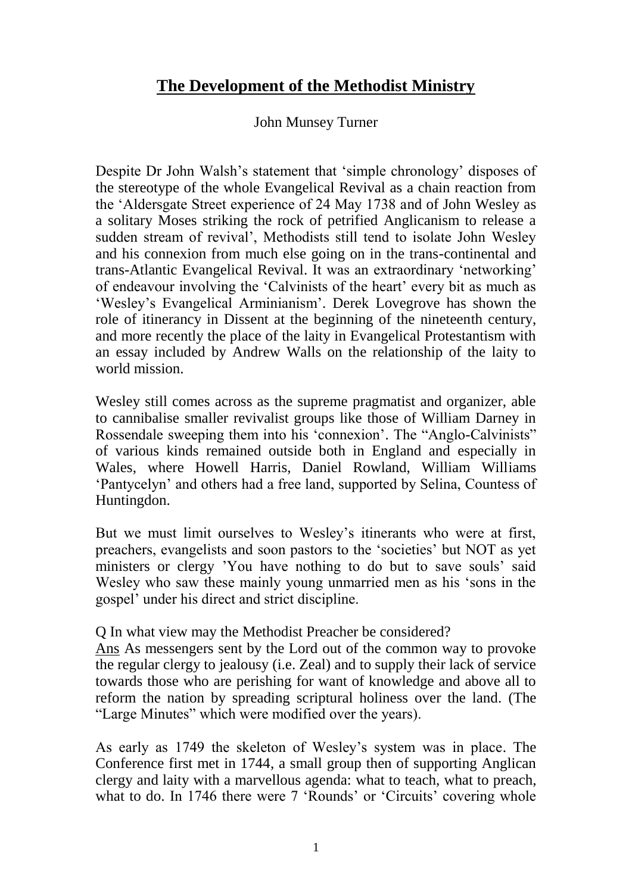# **The Development of the Methodist Ministry**

John Munsey Turner

Despite Dr John Walsh's statement that 'simple chronology' disposes of the stereotype of the whole Evangelical Revival as a chain reaction from the 'Aldersgate Street experience of 24 May 1738 and of John Wesley as a solitary Moses striking the rock of petrified Anglicanism to release a sudden stream of revival', Methodists still tend to isolate John Wesley and his connexion from much else going on in the trans-continental and trans-Atlantic Evangelical Revival. There was an extraordinary 'networking' of endeavour involving the 'Calvinists of the heart' every bit as much as 'Wesley's Evangelical Arminianism'. Derek Lovegrove has shown the role of itinerancy in Dissent at the beginning of the nineteenth century, and more recently the place of the laity in Evangelical Protestantism with an essay included by Andrew Walls on the relationship of the laity to world mission.

Wesley still comes across as the supreme pragmatist and organizer, able to cannibalise smaller revivalist groups like those of William Darney in Rossendale sweeping them into his 'connexion'. The "Anglo-Calvinists" of various kinds remained outside both in England and especially in Wales, where Howell Harris, Daniel Rowland, William Williams 'Pantycelyn' and others had a free land, supported by Selina, Countess of Huntingdon.

But we must limit ourselves to Wesley's itinerants who were at first, preachers, evangelists and soon pastors to the 'societies' but NOT as yet ministers or clergy 'You have nothing to do but to save souls' said Wesley who saw these mainly young unmarried men as his 'sons in the gospel' under his direct and strict discipline.

Q In what view may the Methodist Preacher be considered?
Ans As messengers sent by the Lord out of the common way to provoke the regular clergy to jealousy (i.e. Zeal) and to supply their lack of service towards those who are perishing for want of knowledge and above all to reform the nation by spreading scriptural holiness over the land. (The "Large Minutes" which were modified over the years).

As early as 1749 the skeleton of Wesley's system was in place. The Conference first met in 1744, a small group then of supporting Anglican clergy and laity with a marvellous agenda: what to teach, what to preach, what to do. In 1746 there were 7 'Rounds' or 'Circuits' covering whole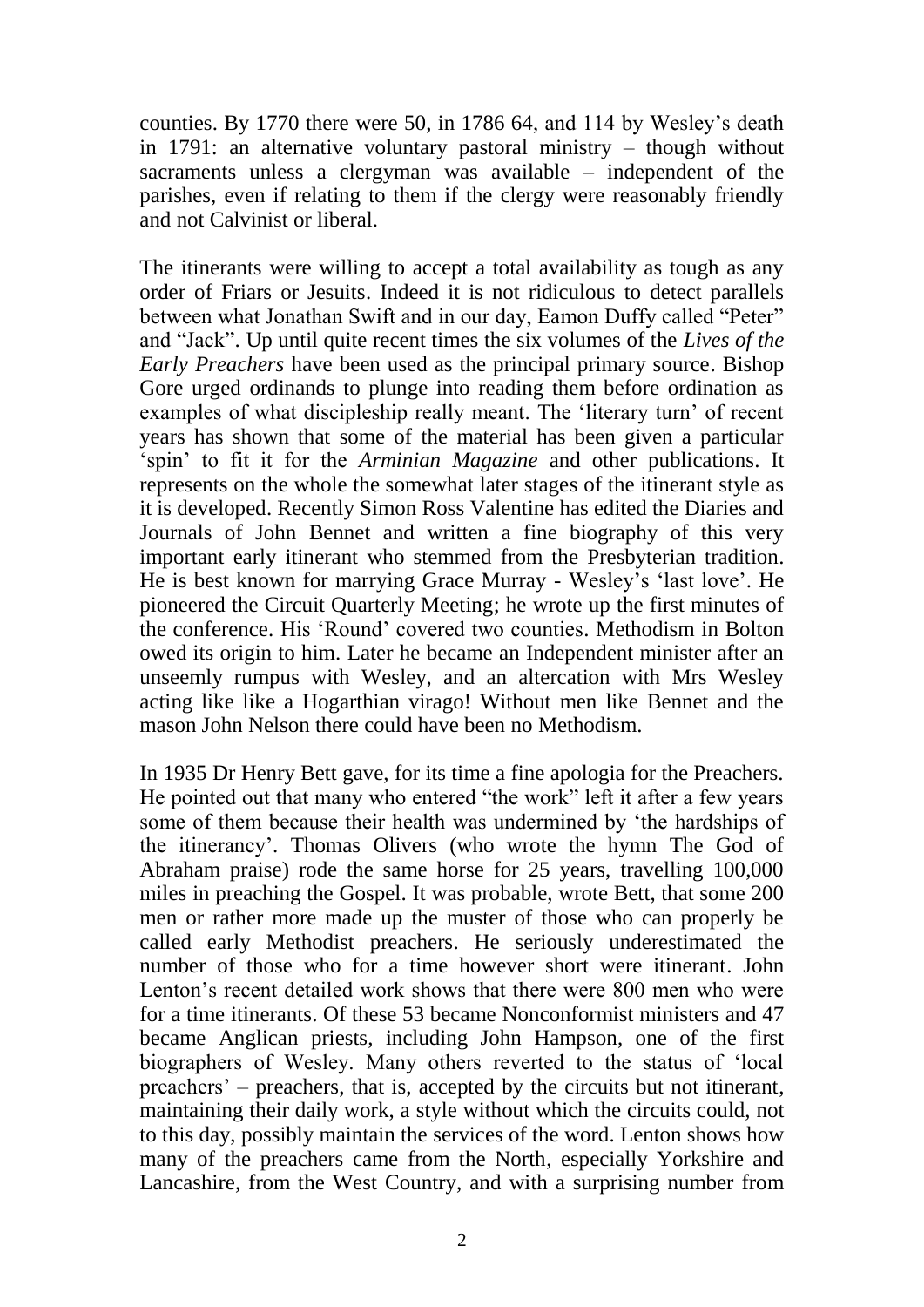counties. By 1770 there were 50, in 1786 64, and 114 by Wesley's death in 1791: an alternative voluntary pastoral ministry – though without sacraments unless a clergyman was available – independent of the parishes, even if relating to them if the clergy were reasonably friendly and not Calvinist or liberal.

The itinerants were willing to accept a total availability as tough as any order of Friars or Jesuits. Indeed it is not ridiculous to detect parallels between what Jonathan Swift and in our day, Eamon Duffy called "Peter" and "Jack". Up until quite recent times the six volumes of the *Lives of the Early Preachers* have been used as the principal primary source. Bishop Gore urged ordinands to plunge into reading them before ordination as examples of what discipleship really meant. The 'literary turn' of recent years has shown that some of the material has been given a particular 'spin' to fit it for the *Arminian Magazine* and other publications. It represents on the whole the somewhat later stages of the itinerant style as it is developed. Recently Simon Ross Valentine has edited the Diaries and Journals of John Bennet and written a fine biography of this very important early itinerant who stemmed from the Presbyterian tradition. He is best known for marrying Grace Murray - Wesley's 'last love'. He pioneered the Circuit Quarterly Meeting; he wrote up the first minutes of the conference. His 'Round' covered two counties. Methodism in Bolton owed its origin to him. Later he became an Independent minister after an unseemly rumpus with Wesley, and an altercation with Mrs Wesley acting like like a Hogarthian virago! Without men like Bennet and the mason John Nelson there could have been no Methodism.

In 1935 Dr Henry Bett gave, for its time a fine apologia for the Preachers. He pointed out that many who entered "the work" left it after a few years some of them because their health was undermined by 'the hardships of the itinerancy'. Thomas Olivers (who wrote the hymn The God of Abraham praise) rode the same horse for 25 years, travelling 100,000 miles in preaching the Gospel. It was probable, wrote Bett, that some 200 men or rather more made up the muster of those who can properly be called early Methodist preachers. He seriously underestimated the number of those who for a time however short were itinerant. John Lenton's recent detailed work shows that there were 800 men who were for a time itinerants. Of these 53 became Nonconformist ministers and 47 became Anglican priests, including John Hampson, one of the first biographers of Wesley. Many others reverted to the status of 'local preachers' – preachers, that is, accepted by the circuits but not itinerant, maintaining their daily work, a style without which the circuits could, not to this day, possibly maintain the services of the word. Lenton shows how many of the preachers came from the North, especially Yorkshire and Lancashire, from the West Country, and with a surprising number from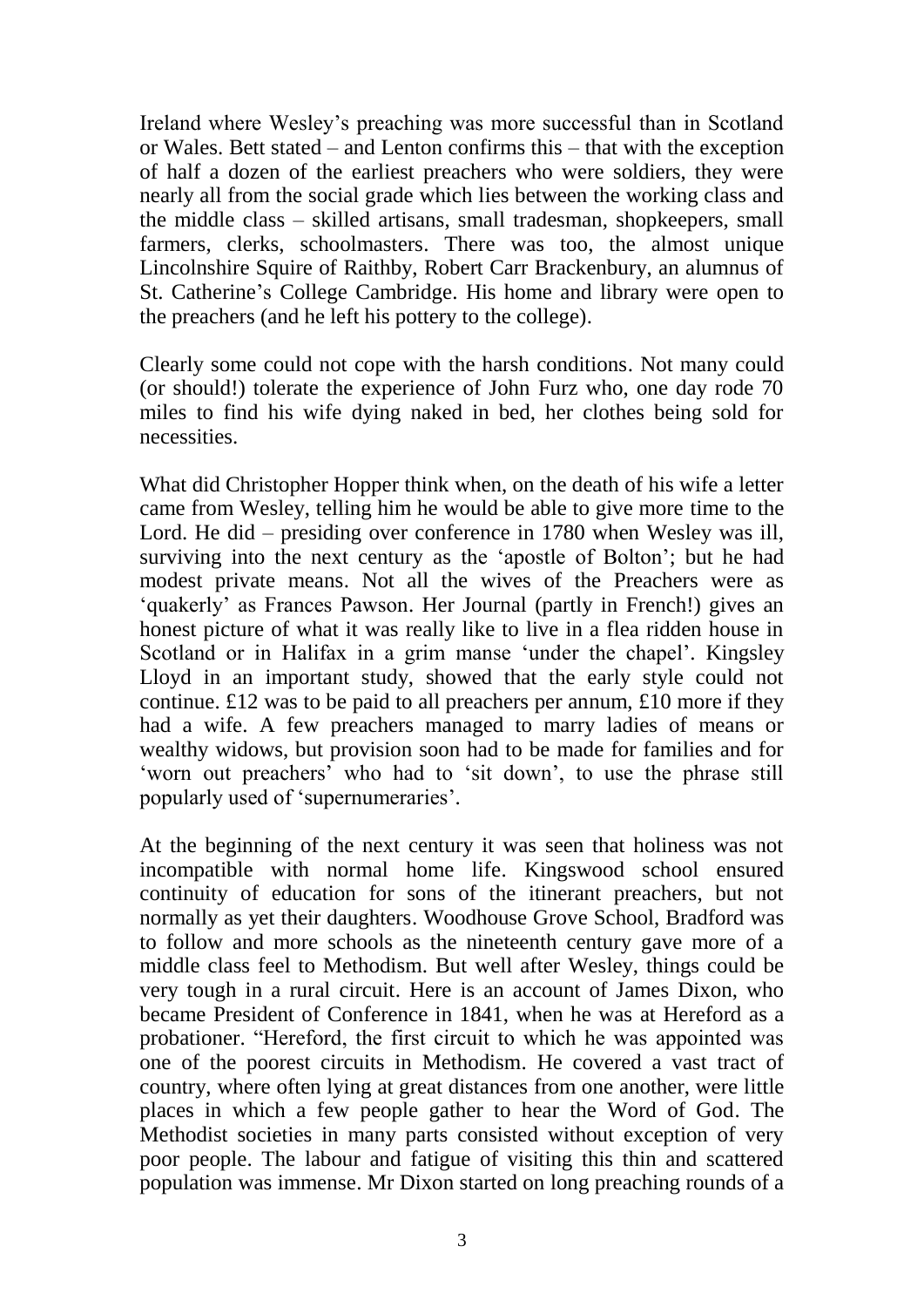Ireland where Wesley's preaching was more successful than in Scotland or Wales. Bett stated – and Lenton confirms this – that with the exception of half a dozen of the earliest preachers who were soldiers, they were nearly all from the social grade which lies between the working class and the middle class – skilled artisans, small tradesman, shopkeepers, small farmers, clerks, schoolmasters. There was too, the almost unique Lincolnshire Squire of Raithby, Robert Carr Brackenbury, an alumnus of St. Catherine's College Cambridge. His home and library were open to the preachers (and he left his pottery to the college).

Clearly some could not cope with the harsh conditions. Not many could (or should!) tolerate the experience of John Furz who, one day rode 70 miles to find his wife dying naked in bed, her clothes being sold for necessities.

What did Christopher Hopper think when, on the death of his wife a letter came from Wesley, telling him he would be able to give more time to the Lord. He did – presiding over conference in 1780 when Wesley was ill, surviving into the next century as the 'apostle of Bolton'; but he had modest private means. Not all the wives of the Preachers were as 'quakerly' as Frances Pawson. Her Journal (partly in French!) gives an honest picture of what it was really like to live in a flea ridden house in Scotland or in Halifax in a grim manse 'under the chapel'. Kingsley Lloyd in an important study, showed that the early style could not continue. £12 was to be paid to all preachers per annum, £10 more if they had a wife. A few preachers managed to marry ladies of means or wealthy widows, but provision soon had to be made for families and for 'worn out preachers' who had to 'sit down', to use the phrase still popularly used of 'supernumeraries'.

At the beginning of the next century it was seen that holiness was not incompatible with normal home life. Kingswood school ensured continuity of education for sons of the itinerant preachers, but not normally as yet their daughters. Woodhouse Grove School, Bradford was to follow and more schools as the nineteenth century gave more of a middle class feel to Methodism. But well after Wesley, things could be very tough in a rural circuit. Here is an account of James Dixon, who became President of Conference in 1841, when he was at Hereford as a probationer. "Hereford, the first circuit to which he was appointed was one of the poorest circuits in Methodism. He covered a vast tract of country, where often lying at great distances from one another, were little places in which a few people gather to hear the Word of God. The Methodist societies in many parts consisted without exception of very poor people. The labour and fatigue of visiting this thin and scattered population was immense. Mr Dixon started on long preaching rounds of a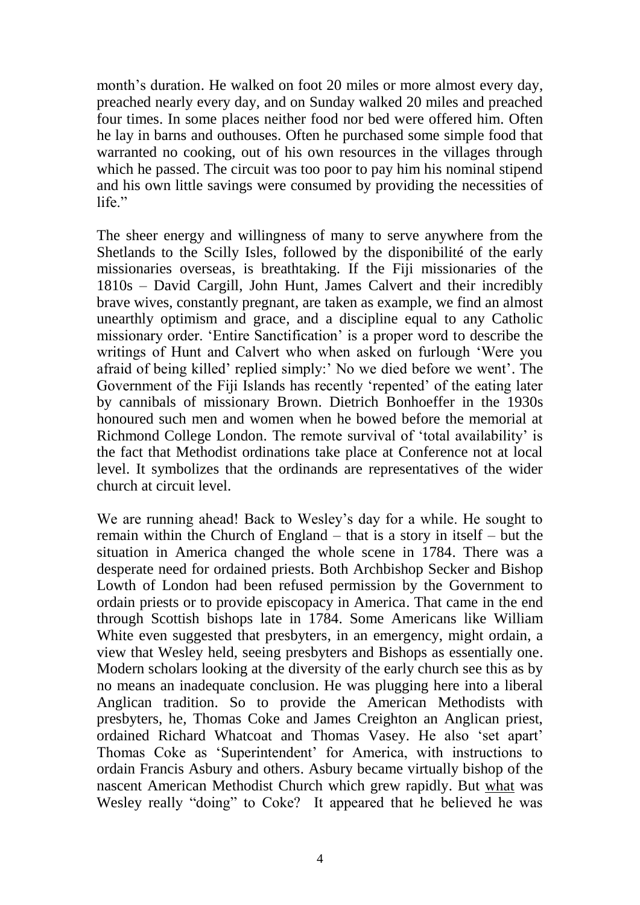month's duration. He walked on foot 20 miles or more almost every day, preached nearly every day, and on Sunday walked 20 miles and preached four times. In some places neither food nor bed were offered him. Often he lay in barns and outhouses. Often he purchased some simple food that warranted no cooking, out of his own resources in the villages through which he passed. The circuit was too poor to pay him his nominal stipend and his own little savings were consumed by providing the necessities of life."

The sheer energy and willingness of many to serve anywhere from the Shetlands to the Scilly Isles, followed by the disponibilité of the early missionaries overseas, is breathtaking. If the Fiji missionaries of the 1810s – David Cargill, John Hunt, James Calvert and their incredibly brave wives, constantly pregnant, are taken as example, we find an almost unearthly optimism and grace, and a discipline equal to any Catholic missionary order. 'Entire Sanctification' is a proper word to describe the writings of Hunt and Calvert who when asked on furlough 'Were you afraid of being killed' replied simply:' No we died before we went'. The Government of the Fiji Islands has recently 'repented' of the eating later by cannibals of missionary Brown. Dietrich Bonhoeffer in the 1930s honoured such men and women when he bowed before the memorial at Richmond College London. The remote survival of 'total availability' is the fact that Methodist ordinations take place at Conference not at local level. It symbolizes that the ordinands are representatives of the wider church at circuit level.

We are running ahead! Back to Wesley's day for a while. He sought to remain within the Church of England – that is a story in itself – but the situation in America changed the whole scene in 1784. There was a desperate need for ordained priests. Both Archbishop Secker and Bishop Lowth of London had been refused permission by the Government to ordain priests or to provide episcopacy in America. That came in the end through Scottish bishops late in 1784. Some Americans like William White even suggested that presbyters, in an emergency, might ordain, a view that Wesley held, seeing presbyters and Bishops as essentially one. Modern scholars looking at the diversity of the early church see this as by no means an inadequate conclusion. He was plugging here into a liberal Anglican tradition. So to provide the American Methodists with presbyters, he, Thomas Coke and James Creighton an Anglican priest, ordained Richard Whatcoat and Thomas Vasey. He also 'set apart' Thomas Coke as 'Superintendent' for America, with instructions to ordain Francis Asbury and others. Asbury became virtually bishop of the nascent American Methodist Church which grew rapidly. But <u>what</u> was Wesley really "doing" to Coke? It appeared that he believed he was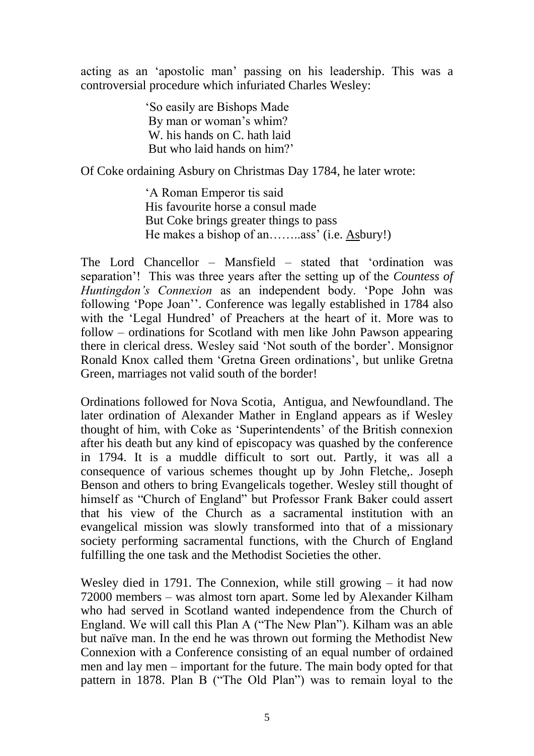acting as an 'apostolic man' passing on his leadership. This was a controversial procedure which infuriated Charles Wesley:

> 'So easily are Bishops Made  
> By man or woman's whim?  
> W. his hands on C. hath laid  
> But who laid hands on him?'

Of Coke ordaining Asbury on Christmas Day 1784, he later wrote:

> 'A Roman Emperor tis said  
> His favourite horse a consul made  
> But Coke brings greater things to pass  
> He makes a bishop of an……..ass' (i.e. <u>As</u>bury!)

The Lord Chancellor – Mansfield – stated that 'ordination was separation'! This was three years after the setting up of the *Countess of Huntingdon's Connexion* as an independent body. 'Pope John was following 'Pope Joan''. Conference was legally established in 1784 also with the 'Legal Hundred' of Preachers at the heart of it. More was to follow – ordinations for Scotland with men like John Pawson appearing there in clerical dress. Wesley said 'Not south of the border'. Monsignor Ronald Knox called them 'Gretna Green ordinations', but unlike Gretna Green, marriages not valid south of the border!

Ordinations followed for Nova Scotia, Antigua, and Newfoundland. The later ordination of Alexander Mather in England appears as if Wesley thought of him, with Coke as 'Superintendents' of the British connexion after his death but any kind of episcopacy was quashed by the conference in 1794. It is a muddle difficult to sort out. Partly, it was all a consequence of various schemes thought up by John Fletche,. Joseph Benson and others to bring Evangelicals together. Wesley still thought of himself as "Church of England" but Professor Frank Baker could assert that his view of the Church as a sacramental institution with an evangelical mission was slowly transformed into that of a missionary society performing sacramental functions, with the Church of England fulfilling the one task and the Methodist Societies the other.

Wesley died in 1791. The Connexion, while still growing – it had now 72000 members – was almost torn apart. Some led by Alexander Kilham who had served in Scotland wanted independence from the Church of England. We will call this Plan A ("The New Plan"). Kilham was an able but naïve man. In the end he was thrown out forming the Methodist New Connexion with a Conference consisting of an equal number of ordained men and lay men – important for the future. The main body opted for that pattern in 1878. Plan B ("The Old Plan") was to remain loyal to the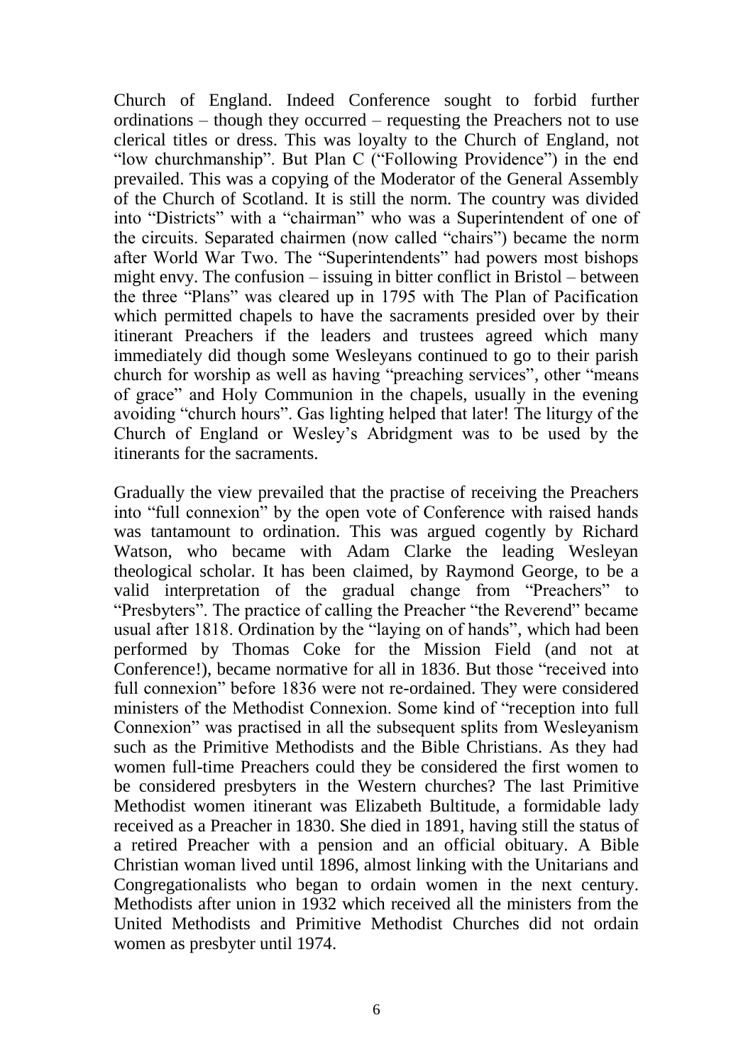Church of England. Indeed Conference sought to forbid further ordinations – though they occurred – requesting the Preachers not to use clerical titles or dress. This was loyalty to the Church of England, not "low churchmanship". But Plan C ("Following Providence") in the end prevailed. This was a copying of the Moderator of the General Assembly of the Church of Scotland. It is still the norm. The country was divided into "Districts" with a "chairman" who was a Superintendent of one of the circuits. Separated chairmen (now called "chairs") became the norm after World War Two. The "Superintendents" had powers most bishops might envy. The confusion – issuing in bitter conflict in Bristol – between the three "Plans" was cleared up in 1795 with The Plan of Pacification which permitted chapels to have the sacraments presided over by their itinerant Preachers if the leaders and trustees agreed which many immediately did though some Wesleyans continued to go to their parish church for worship as well as having "preaching services", other "means of grace" and Holy Communion in the chapels, usually in the evening avoiding "church hours". Gas lighting helped that later! The liturgy of the Church of England or Wesley's Abridgment was to be used by the itinerants for the sacraments.

Gradually the view prevailed that the practise of receiving the Preachers into "full connexion" by the open vote of Conference with raised hands was tantamount to ordination. This was argued cogently by Richard Watson, who became with Adam Clarke the leading Wesleyan theological scholar. It has been claimed, by Raymond George, to be a valid interpretation of the gradual change from "Preachers" to "Presbyters". The practice of calling the Preacher "the Reverend" became usual after 1818. Ordination by the "laying on of hands", which had been performed by Thomas Coke for the Mission Field (and not at Conference!), became normative for all in 1836. But those "received into full connexion" before 1836 were not re-ordained. They were considered ministers of the Methodist Connexion. Some kind of "reception into full Connexion" was practised in all the subsequent splits from Wesleyanism such as the Primitive Methodists and the Bible Christians. As they had women full-time Preachers could they be considered the first women to be considered presbyters in the Western churches? The last Primitive Methodist women itinerant was Elizabeth Bultitude, a formidable lady received as a Preacher in 1830. She died in 1891, having still the status of a retired Preacher with a pension and an official obituary. A Bible Christian woman lived until 1896, almost linking with the Unitarians and Congregationalists who began to ordain women in the next century. Methodists after union in 1932 which received all the ministers from the United Methodists and Primitive Methodist Churches did not ordain women as presbyter until 1974.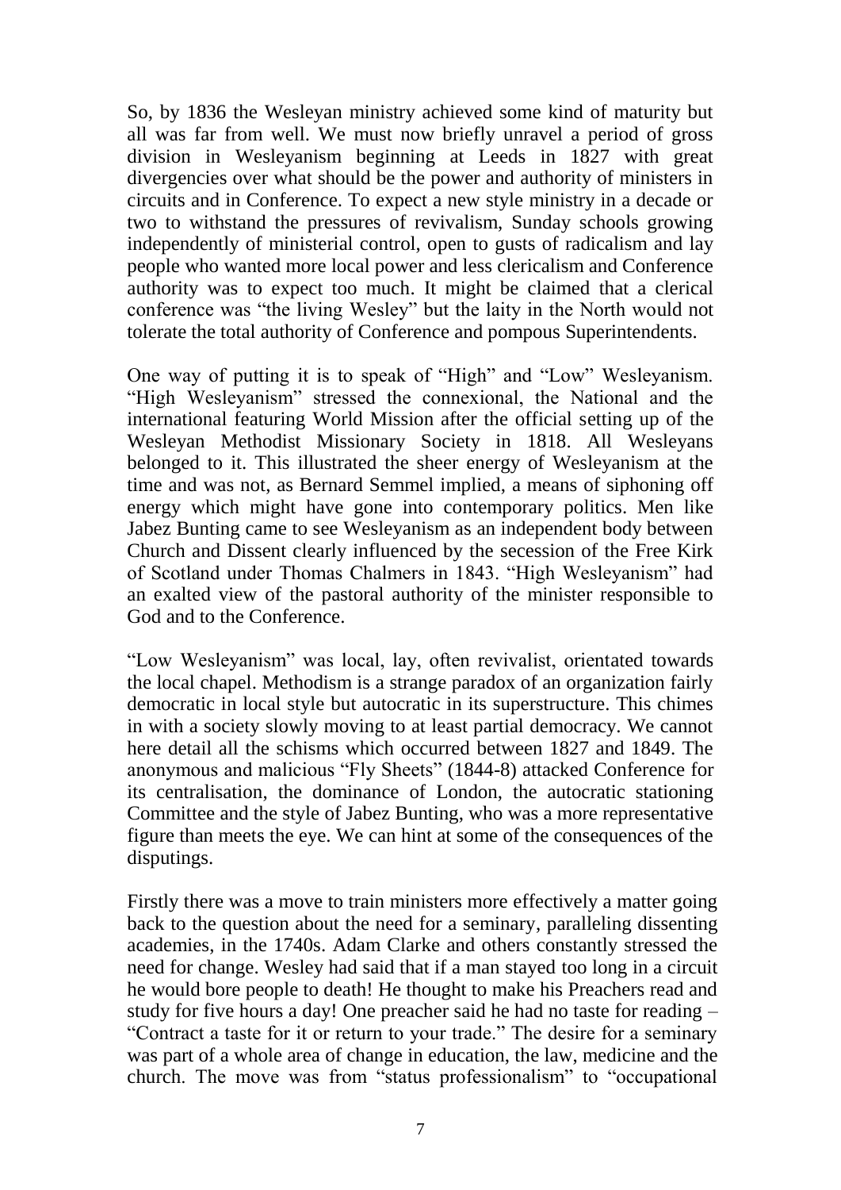So, by 1836 the Wesleyan ministry achieved some kind of maturity but all was far from well. We must now briefly unravel a period of gross division in Wesleyanism beginning at Leeds in 1827 with great divergencies over what should be the power and authority of ministers in circuits and in Conference. To expect a new style ministry in a decade or two to withstand the pressures of revivalism, Sunday schools growing independently of ministerial control, open to gusts of radicalism and lay people who wanted more local power and less clericalism and Conference authority was to expect too much. It might be claimed that a clerical conference was "the living Wesley" but the laity in the North would not tolerate the total authority of Conference and pompous Superintendents.

One way of putting it is to speak of "High" and "Low" Wesleyanism. "High Wesleyanism" stressed the connexional, the National and the international featuring World Mission after the official setting up of the Wesleyan Methodist Missionary Society in 1818. All Wesleyans belonged to it. This illustrated the sheer energy of Wesleyanism at the time and was not, as Bernard Semmel implied, a means of siphoning off energy which might have gone into contemporary politics. Men like Jabez Bunting came to see Wesleyanism as an independent body between Church and Dissent clearly influenced by the secession of the Free Kirk of Scotland under Thomas Chalmers in 1843. "High Wesleyanism" had an exalted view of the pastoral authority of the minister responsible to God and to the Conference.

"Low Wesleyanism" was local, lay, often revivalist, orientated towards the local chapel. Methodism is a strange paradox of an organization fairly democratic in local style but autocratic in its superstructure. This chimes in with a society slowly moving to at least partial democracy. We cannot here detail all the schisms which occurred between 1827 and 1849. The anonymous and malicious "Fly Sheets" (1844-8) attacked Conference for its centralisation, the dominance of London, the autocratic stationing Committee and the style of Jabez Bunting, who was a more representative figure than meets the eye. We can hint at some of the consequences of the disputings.

Firstly there was a move to train ministers more effectively a matter going back to the question about the need for a seminary, paralleling dissenting academies, in the 1740s. Adam Clarke and others constantly stressed the need for change. Wesley had said that if a man stayed too long in a circuit he would bore people to death! He thought to make his Preachers read and study for five hours a day! One preacher said he had no taste for reading – "Contract a taste for it or return to your trade." The desire for a seminary was part of a whole area of change in education, the law, medicine and the church. The move was from "status professionalism" to "occupational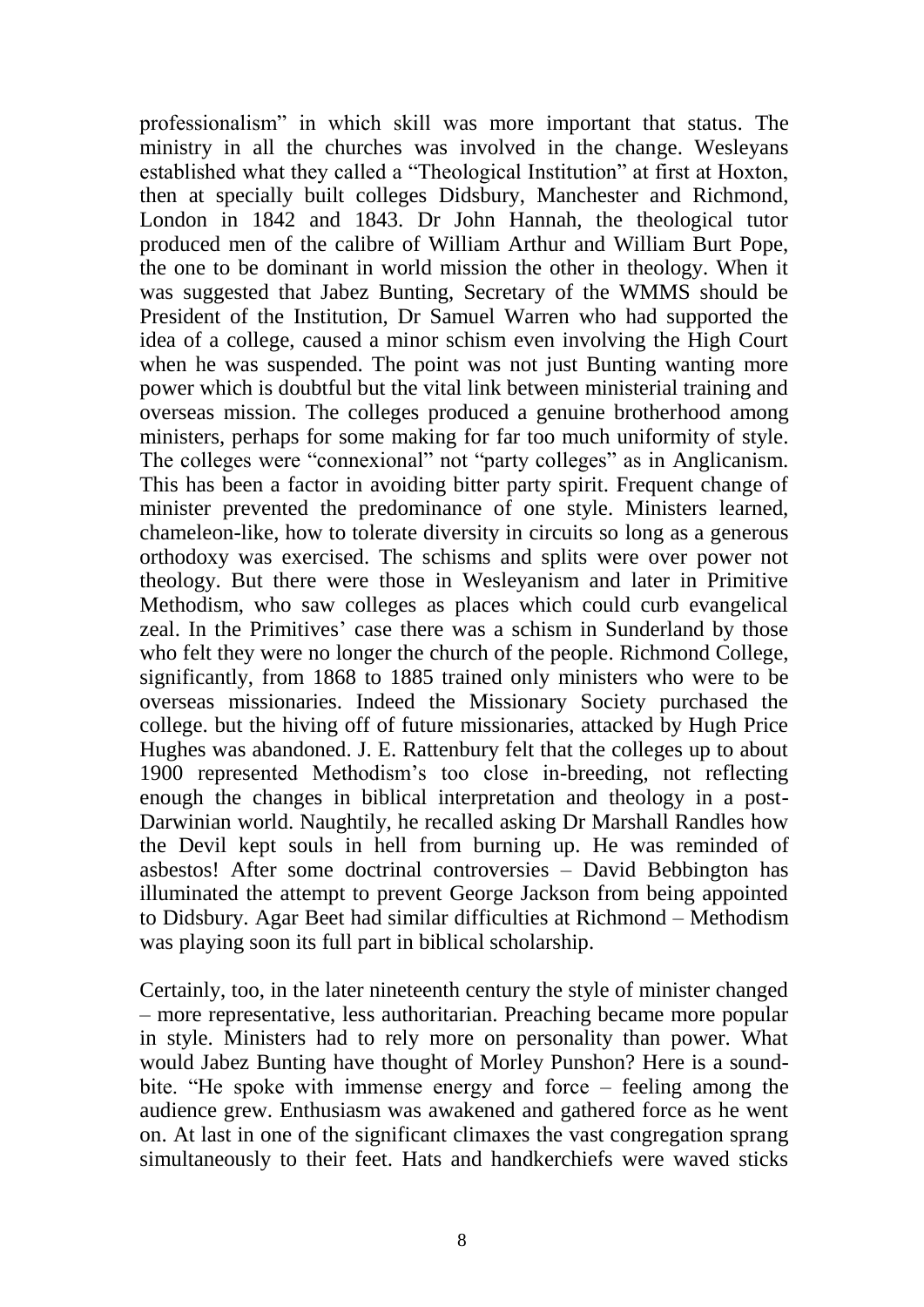professionalism" in which skill was more important that status. The ministry in all the churches was involved in the change. Wesleyans established what they called a "Theological Institution" at first at Hoxton, then at specially built colleges Didsbury, Manchester and Richmond, London in 1842 and 1843. Dr John Hannah, the theological tutor produced men of the calibre of William Arthur and William Burt Pope, the one to be dominant in world mission the other in theology. When it was suggested that Jabez Bunting, Secretary of the WMMS should be President of the Institution, Dr Samuel Warren who had supported the idea of a college, caused a minor schism even involving the High Court when he was suspended. The point was not just Bunting wanting more power which is doubtful but the vital link between ministerial training and overseas mission. The colleges produced a genuine brotherhood among ministers, perhaps for some making for far too much uniformity of style. The colleges were "connexional" not "party colleges" as in Anglicanism. This has been a factor in avoiding bitter party spirit. Frequent change of minister prevented the predominance of one style. Ministers learned, chameleon-like, how to tolerate diversity in circuits so long as a generous orthodoxy was exercised. The schisms and splits were over power not theology. But there were those in Wesleyanism and later in Primitive Methodism, who saw colleges as places which could curb evangelical zeal. In the Primitives' case there was a schism in Sunderland by those who felt they were no longer the church of the people. Richmond College, significantly, from 1868 to 1885 trained only ministers who were to be overseas missionaries. Indeed the Missionary Society purchased the college. but the hiving off of future missionaries, attacked by Hugh Price Hughes was abandoned. J. E. Rattenbury felt that the colleges up to about 1900 represented Methodism's too close in-breeding, not reflecting enough the changes in biblical interpretation and theology in a post-Darwinian world. Naughtily, he recalled asking Dr Marshall Randles how the Devil kept souls in hell from burning up. He was reminded of asbestos! After some doctrinal controversies – David Bebbington has illuminated the attempt to prevent George Jackson from being appointed to Didsbury. Agar Beet had similar difficulties at Richmond – Methodism was playing soon its full part in biblical scholarship.

Certainly, too, in the later nineteenth century the style of minister changed – more representative, less authoritarian. Preaching became more popular in style. Ministers had to rely more on personality than power. What would Jabez Bunting have thought of Morley Punshon? Here is a sound-bite. "He spoke with immense energy and force – feeling among the audience grew. Enthusiasm was awakened and gathered force as he went on. At last in one of the significant climaxes the vast congregation sprang simultaneously to their feet. Hats and handkerchiefs were waved sticks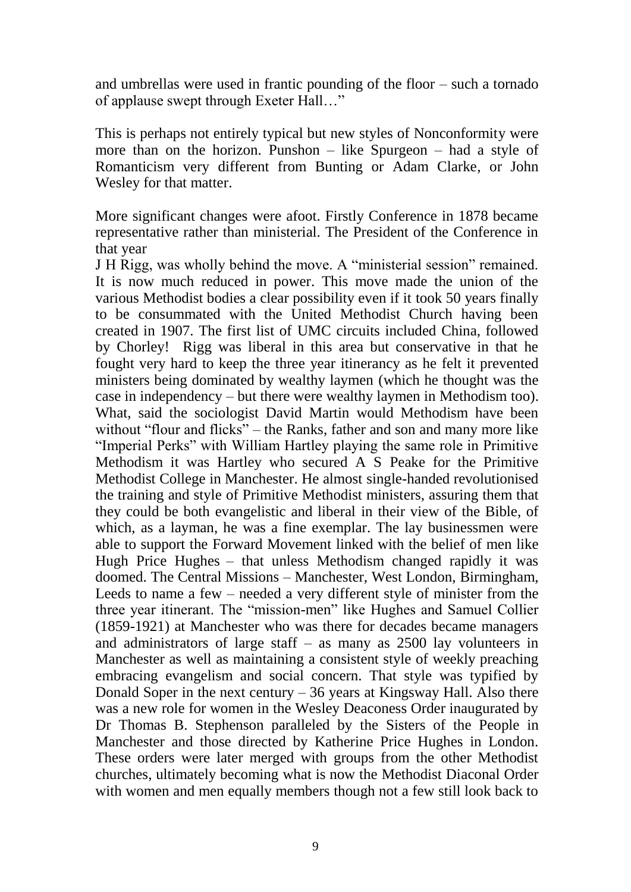and umbrellas were used in frantic pounding of the floor – such a tornado of applause swept through Exeter Hall…"

This is perhaps not entirely typical but new styles of Nonconformity were more than on the horizon. Punshon – like Spurgeon – had a style of Romanticism very different from Bunting or Adam Clarke, or John Wesley for that matter.

More significant changes were afoot. Firstly Conference in 1878 became representative rather than ministerial. The President of the Conference in that year
J H Rigg, was wholly behind the move. A "ministerial session" remained. It is now much reduced in power. This move made the union of the various Methodist bodies a clear possibility even if it took 50 years finally to be consummated with the United Methodist Church having been created in 1907. The first list of UMC circuits included China, followed by Chorley! Rigg was liberal in this area but conservative in that he fought very hard to keep the three year itinerancy as he felt it prevented ministers being dominated by wealthy laymen (which he thought was the case in independency – but there were wealthy laymen in Methodism too). What, said the sociologist David Martin would Methodism have been without "flour and flicks" – the Ranks, father and son and many more like "Imperial Perks" with William Hartley playing the same role in Primitive Methodism it was Hartley who secured A S Peake for the Primitive Methodist College in Manchester. He almost single-handed revolutionised the training and style of Primitive Methodist ministers, assuring them that they could be both evangelistic and liberal in their view of the Bible, of which, as a layman, he was a fine exemplar. The lay businessmen were able to support the Forward Movement linked with the belief of men like Hugh Price Hughes – that unless Methodism changed rapidly it was doomed. The Central Missions – Manchester, West London, Birmingham, Leeds to name a few – needed a very different style of minister from the three year itinerant. The "mission-men" like Hughes and Samuel Collier (1859-1921) at Manchester who was there for decades became managers and administrators of large staff – as many as 2500 lay volunteers in Manchester as well as maintaining a consistent style of weekly preaching embracing evangelism and social concern. That style was typified by Donald Soper in the next century – 36 years at Kingsway Hall. Also there was a new role for women in the Wesley Deaconess Order inaugurated by Dr Thomas B. Stephenson paralleled by the Sisters of the People in Manchester and those directed by Katherine Price Hughes in London. These orders were later merged with groups from the other Methodist churches, ultimately becoming what is now the Methodist Diaconal Order with women and men equally members though not a few still look back to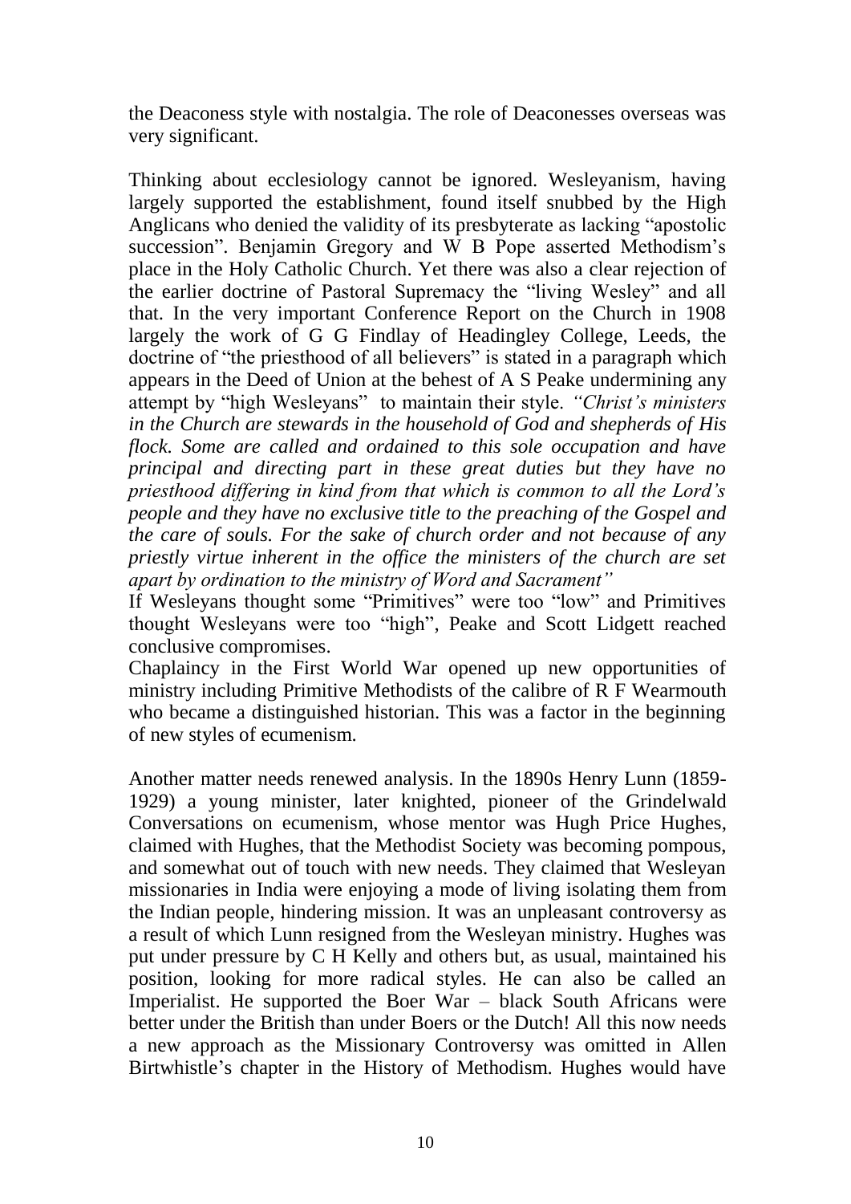the Deaconess style with nostalgia. The role of Deaconesses overseas was very significant.

Thinking about ecclesiology cannot be ignored. Wesleyanism, having largely supported the establishment, found itself snubbed by the High Anglicans who denied the validity of its presbyterate as lacking "apostolic succession". Benjamin Gregory and W B Pope asserted Methodism's place in the Holy Catholic Church. Yet there was also a clear rejection of the earlier doctrine of Pastoral Supremacy the "living Wesley" and all that. In the very important Conference Report on the Church in 1908 largely the work of G G Findlay of Headingley College, Leeds, the doctrine of "the priesthood of all believers" is stated in a paragraph which appears in the Deed of Union at the behest of A S Peake undermining any attempt by "high Wesleyans" to maintain their style. *"Christ's ministers in the Church are stewards in the household of God and shepherds of His flock. Some are called and ordained to this sole occupation and have principal and directing part in these great duties but they have no priesthood differing in kind from that which is common to all the Lord's people and they have no exclusive title to the preaching of the Gospel and the care of souls. For the sake of church order and not because of any priestly virtue inherent in the office the ministers of the church are set apart by ordination to the ministry of Word and Sacrament"*

If Wesleyans thought some "Primitives" were too "low" and Primitives thought Wesleyans were too "high", Peake and Scott Lidgett reached conclusive compromises.

Chaplaincy in the First World War opened up new opportunities of ministry including Primitive Methodists of the calibre of R F Wearmouth who became a distinguished historian. This was a factor in the beginning of new styles of ecumenism.

Another matter needs renewed analysis. In the 1890s Henry Lunn (1859-1929) a young minister, later knighted, pioneer of the Grindelwald Conversations on ecumenism, whose mentor was Hugh Price Hughes, claimed with Hughes, that the Methodist Society was becoming pompous, and somewhat out of touch with new needs. They claimed that Wesleyan missionaries in India were enjoying a mode of living isolating them from the Indian people, hindering mission. It was an unpleasant controversy as a result of which Lunn resigned from the Wesleyan ministry. Hughes was put under pressure by C H Kelly and others but, as usual, maintained his position, looking for more radical styles. He can also be called an Imperialist. He supported the Boer War – black South Africans were better under the British than under Boers or the Dutch! All this now needs a new approach as the Missionary Controversy was omitted in Allen Birtwhistle's chapter in the History of Methodism. Hughes would have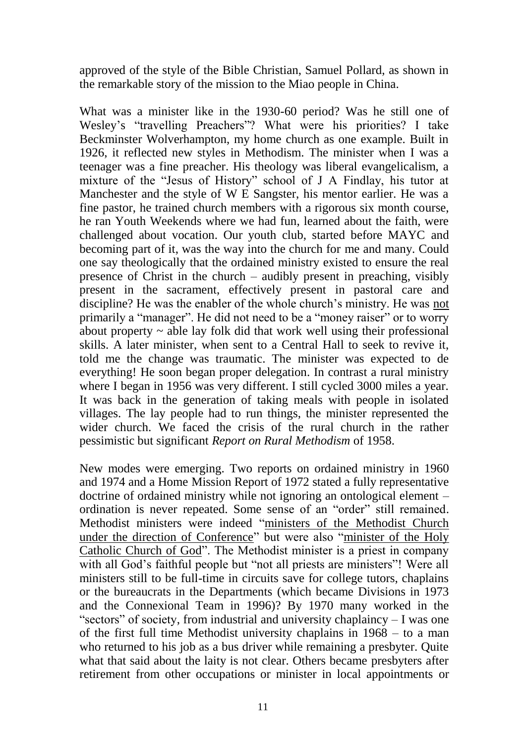approved of the style of the Bible Christian, Samuel Pollard, as shown in the remarkable story of the mission to the Miao people in China.

What was a minister like in the 1930-60 period? Was he still one of Wesley's "travelling Preachers"? What were his priorities? I take Beckminster Wolverhampton, my home church as one example. Built in 1926, it reflected new styles in Methodism. The minister when I was a teenager was a fine preacher. His theology was liberal evangelicalism, a mixture of the "Jesus of History" school of J A Findlay, his tutor at Manchester and the style of W E Sangster, his mentor earlier. He was a fine pastor, he trained church members with a rigorous six month course, he ran Youth Weekends where we had fun, learned about the faith, were challenged about vocation. Our youth club, started before MAYC and becoming part of it, was the way into the church for me and many. Could one say theologically that the ordained ministry existed to ensure the real presence of Christ in the church – audibly present in preaching, visibly present in the sacrament, effectively present in pastoral care and discipline? He was the enabler of the whole church's ministry. He was <u>not</u> primarily a "manager". He did not need to be a "money raiser" or to worry about property ~ able lay folk did that work well using their professional skills. A later minister, when sent to a Central Hall to seek to revive it, told me the change was traumatic. The minister was expected to de everything! He soon began proper delegation. In contrast a rural ministry where I began in 1956 was very different. I still cycled 3000 miles a year. It was back in the generation of taking meals with people in isolated villages. The lay people had to run things, the minister represented the wider church. We faced the crisis of the rural church in the rather pessimistic but significant *Report on Rural Methodism* of 1958.

New modes were emerging. Two reports on ordained ministry in 1960 and 1974 and a Home Mission Report of 1972 stated a fully representative doctrine of ordained ministry while not ignoring an ontological element – ordination is never repeated. Some sense of an "order" still remained. Methodist ministers were indeed "<u>ministers of the Methodist Church under the direction of Conference</u>" but were also "<u>minister of the Holy Catholic Church of God</u>". The Methodist minister is a priest in company with all God's faithful people but "not all priests are ministers"! Were all ministers still to be full-time in circuits save for college tutors, chaplains or the bureaucrats in the Departments (which became Divisions in 1973 and the Connexional Team in 1996)? By 1970 many worked in the "sectors" of society, from industrial and university chaplaincy – I was one of the first full time Methodist university chaplains in 1968 – to a man who returned to his job as a bus driver while remaining a presbyter. Quite what that said about the laity is not clear. Others became presbyters after retirement from other occupations or minister in local appointments or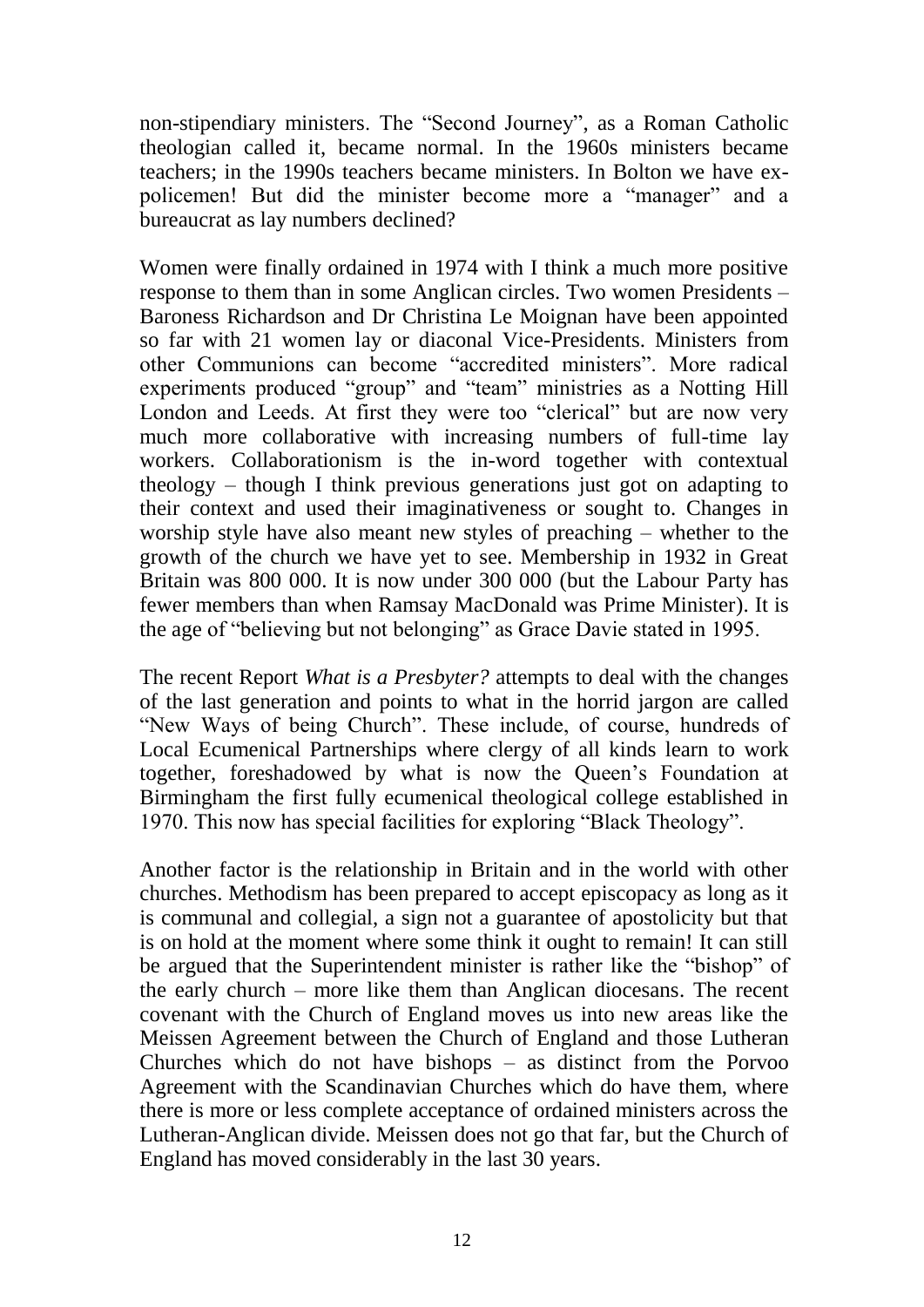non-stipendiary ministers. The "Second Journey", as a Roman Catholic theologian called it, became normal. In the 1960s ministers became teachers; in the 1990s teachers became ministers. In Bolton we have ex-policemen! But did the minister become more a "manager" and a bureaucrat as lay numbers declined?

Women were finally ordained in 1974 with I think a much more positive response to them than in some Anglican circles. Two women Presidents – Baroness Richardson and Dr Christina Le Moignan have been appointed so far with 21 women lay or diaconal Vice-Presidents. Ministers from other Communions can become "accredited ministers". More radical experiments produced "group" and "team" ministries as a Notting Hill London and Leeds. At first they were too "clerical" but are now very much more collaborative with increasing numbers of full-time lay workers. Collaborationism is the in-word together with contextual theology – though I think previous generations just got on adapting to their context and used their imaginativeness or sought to. Changes in worship style have also meant new styles of preaching – whether to the growth of the church we have yet to see. Membership in 1932 in Great Britain was 800 000. It is now under 300 000 (but the Labour Party has fewer members than when Ramsay MacDonald was Prime Minister). It is the age of "believing but not belonging" as Grace Davie stated in 1995.

The recent Report *What is a Presbyter?* attempts to deal with the changes of the last generation and points to what in the horrid jargon are called "New Ways of being Church". These include, of course, hundreds of Local Ecumenical Partnerships where clergy of all kinds learn to work together, foreshadowed by what is now the Queen's Foundation at Birmingham the first fully ecumenical theological college established in 1970. This now has special facilities for exploring "Black Theology".

Another factor is the relationship in Britain and in the world with other churches. Methodism has been prepared to accept episcopacy as long as it is communal and collegial, a sign not a guarantee of apostolicity but that is on hold at the moment where some think it ought to remain! It can still be argued that the Superintendent minister is rather like the "bishop" of the early church – more like them than Anglican diocesans. The recent covenant with the Church of England moves us into new areas like the Meissen Agreement between the Church of England and those Lutheran Churches which do not have bishops – as distinct from the Porvoo Agreement with the Scandinavian Churches which do have them, where there is more or less complete acceptance of ordained ministers across the Lutheran-Anglican divide. Meissen does not go that far, but the Church of England has moved considerably in the last 30 years.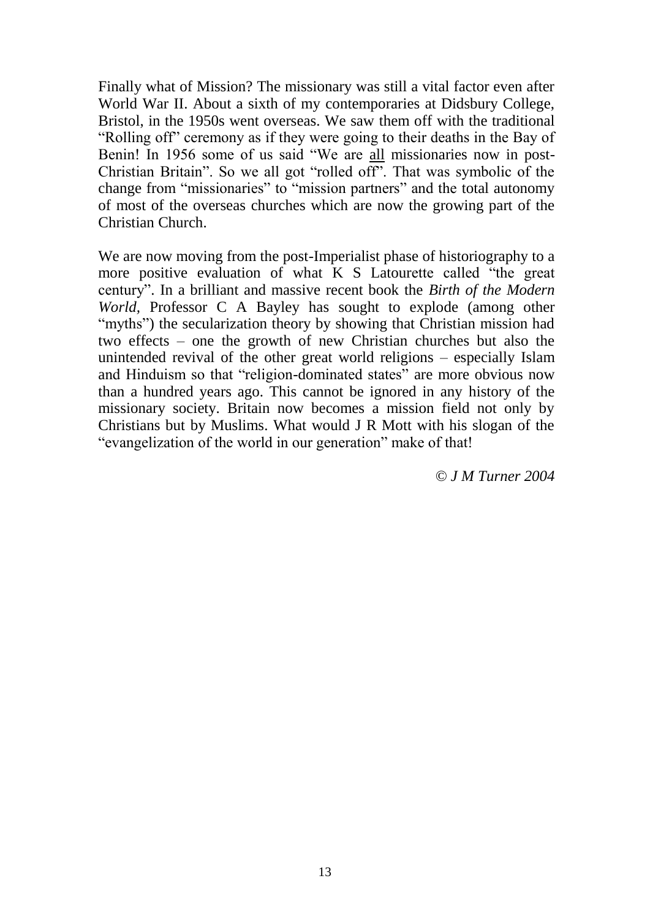Finally what of Mission? The missionary was still a vital factor even after World War II. About a sixth of my contemporaries at Didsbury College, Bristol, in the 1950s went overseas. We saw them off with the traditional "Rolling off" ceremony as if they were going to their deaths in the Bay of Benin! In 1956 some of us said "We are <u>all</u> missionaries now in post-Christian Britain". So we all got "rolled off". That was symbolic of the change from "missionaries" to "mission partners" and the total autonomy of most of the overseas churches which are now the growing part of the Christian Church.

We are now moving from the post-Imperialist phase of historiography to a more positive evaluation of what K S Latourette called "the great century". In a brilliant and massive recent book the *Birth of the Modern World*, Professor C A Bayley has sought to explode (among other "myths") the secularization theory by showing that Christian mission had two effects – one the growth of new Christian churches but also the unintended revival of the other great world religions – especially Islam and Hinduism so that "religion-dominated states" are more obvious now than a hundred years ago. This cannot be ignored in any history of the missionary society. Britain now becomes a mission field not only by Christians but by Muslims. What would J R Mott with his slogan of the "evangelization of the world in our generation" make of that!

*© J M Turner 2004*